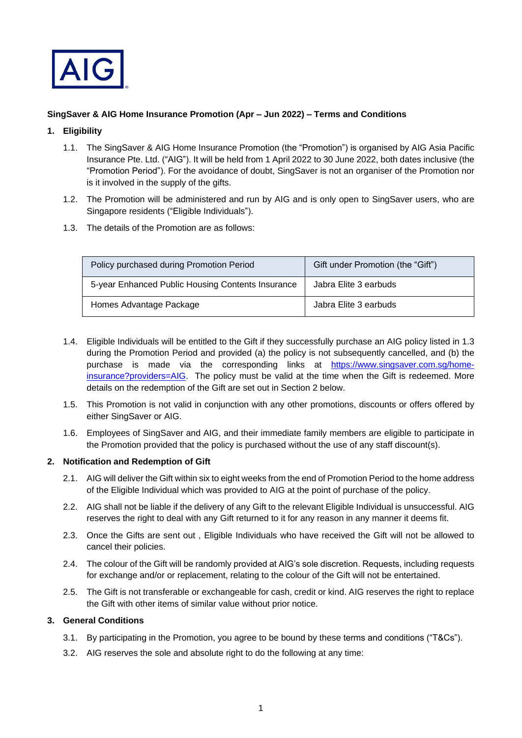AIG

**SingSaver & AIG Home Insurance Promotion (Apr – Jun 2022) – Terms and Conditions**

1. **Eligibility**

    1.1. The SingSaver & AIG Home Insurance Promotion (the "Promotion") is organised by AIG Asia Pacific Insurance Pte. Ltd. ("AIG"). It will be held from 1 April 2022 to 30 June 2022, both dates inclusive (the "Promotion Period"). For the avoidance of doubt, SingSaver is not an organiser of the Promotion nor is it involved in the supply of the gifts.

    1.2. The Promotion will be administered and run by AIG and is only open to SingSaver users, who are Singapore residents ("Eligible Individuals").

    1.3. The details of the Promotion are as follows:

| Policy purchased during Promotion Period | Gift under Promotion (the "Gift") |
|---|---|
| 5-year Enhanced Public Housing Contents Insurance | Jabra Elite 3 earbuds |
| Homes Advantage Package | Jabra Elite 3 earbuds |

    1.4. Eligible Individuals will be entitled to the Gift if they successfully purchase an AIG policy listed in 1.3 during the Promotion Period and provided (a) the policy is not subsequently cancelled, and (b) the purchase is made via the corresponding links at [https://www.singsaver.com.sg/home-insurance?providers=AIG](https://www.singsaver.com.sg/home-insurance?providers=AIG). The policy must be valid at the time when the Gift is redeemed. More details on the redemption of the Gift are set out in Section 2 below.

    1.5. This Promotion is not valid in conjunction with any other promotions, discounts or offers offered by either SingSaver or AIG.

    1.6. Employees of SingSaver and AIG, and their immediate family members are eligible to participate in the Promotion provided that the policy is purchased without the use of any staff discount(s).

2. **Notification and Redemption of Gift**

    2.1. AIG will deliver the Gift within six to eight weeks from the end of Promotion Period to the home address of the Eligible Individual which was provided to AIG at the point of purchase of the policy.

    2.2. AIG shall not be liable if the delivery of any Gift to the relevant Eligible Individual is unsuccessful. AIG reserves the right to deal with any Gift returned to it for any reason in any manner it deems fit.

    2.3. Once the Gifts are sent out , Eligible Individuals who have received the Gift will not be allowed to cancel their policies.

    2.4. The colour of the Gift will be randomly provided at AIG's sole discretion. Requests, including requests for exchange and/or or replacement, relating to the colour of the Gift will not be entertained.

    2.5. The Gift is not transferable or exchangeable for cash, credit or kind. AIG reserves the right to replace the Gift with other items of similar value without prior notice.

3. **General Conditions**

    3.1. By participating in the Promotion, you agree to be bound by these terms and conditions ("T&Cs").

    3.2. AIG reserves the sole and absolute right to do the following at any time: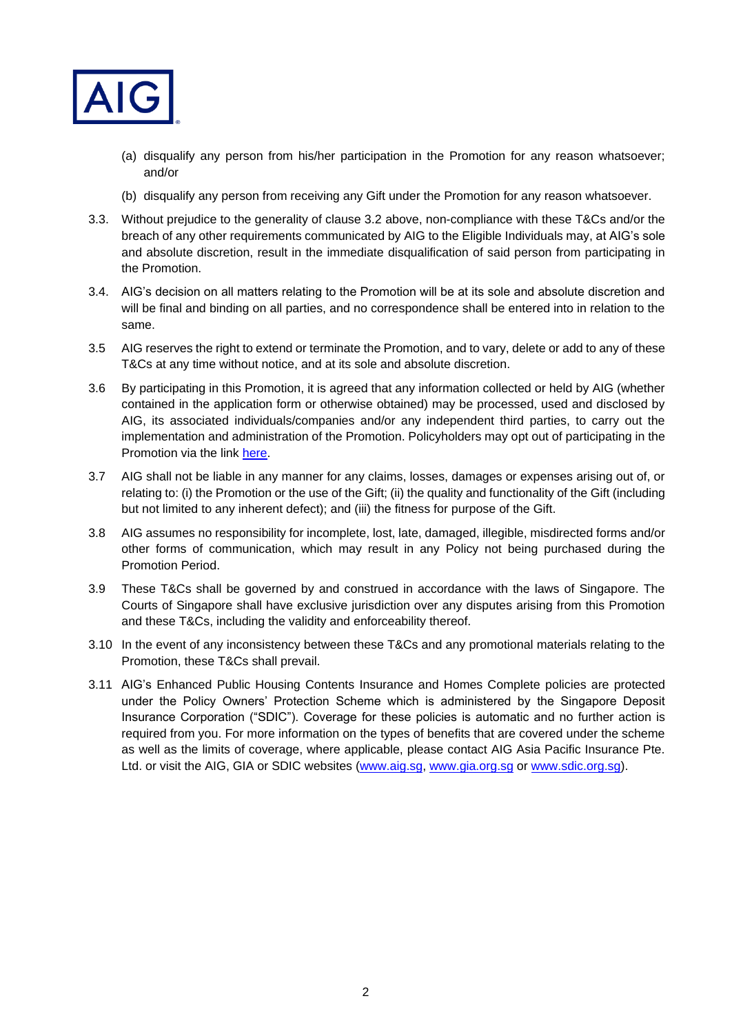(a) disqualify any person from his/her participation in the Promotion for any reason whatsoever; and/or

(b) disqualify any person from receiving any Gift under the Promotion for any reason whatsoever.

3.3. Without prejudice to the generality of clause 3.2 above, non-compliance with these T&Cs and/or the breach of any other requirements communicated by AIG to the Eligible Individuals may, at AIG's sole and absolute discretion, result in the immediate disqualification of said person from participating in the Promotion.

3.4. AIG's decision on all matters relating to the Promotion will be at its sole and absolute discretion and will be final and binding on all parties, and no correspondence shall be entered into in relation to the same.

3.5 AIG reserves the right to extend or terminate the Promotion, and to vary, delete or add to any of these T&Cs at any time without notice, and at its sole and absolute discretion.

3.6 By participating in this Promotion, it is agreed that any information collected or held by AIG (whether contained in the application form or otherwise obtained) may be processed, used and disclosed by AIG, its associated individuals/companies and/or any independent third parties, to carry out the implementation and administration of the Promotion. Policyholders may opt out of participating in the Promotion via the link here.

3.7 AIG shall not be liable in any manner for any claims, losses, damages or expenses arising out of, or relating to: (i) the Promotion or the use of the Gift; (ii) the quality and functionality of the Gift (including but not limited to any inherent defect); and (iii) the fitness for purpose of the Gift.

3.8 AIG assumes no responsibility for incomplete, lost, late, damaged, illegible, misdirected forms and/or other forms of communication, which may result in any Policy not being purchased during the Promotion Period.

3.9 These T&Cs shall be governed by and construed in accordance with the laws of Singapore. The Courts of Singapore shall have exclusive jurisdiction over any disputes arising from this Promotion and these T&Cs, including the validity and enforceability thereof.

3.10 In the event of any inconsistency between these T&Cs and any promotional materials relating to the Promotion, these T&Cs shall prevail.

3.11 AIG's Enhanced Public Housing Contents Insurance and Homes Complete policies are protected under the Policy Owners' Protection Scheme which is administered by the Singapore Deposit Insurance Corporation ("SDIC"). Coverage for these policies is automatic and no further action is required from you. For more information on the types of benefits that are covered under the scheme as well as the limits of coverage, where applicable, please contact AIG Asia Pacific Insurance Pte. Ltd. or visit the AIG, GIA or SDIC websites (www.aig.sg, www.gia.org.sg or www.sdic.org.sg).